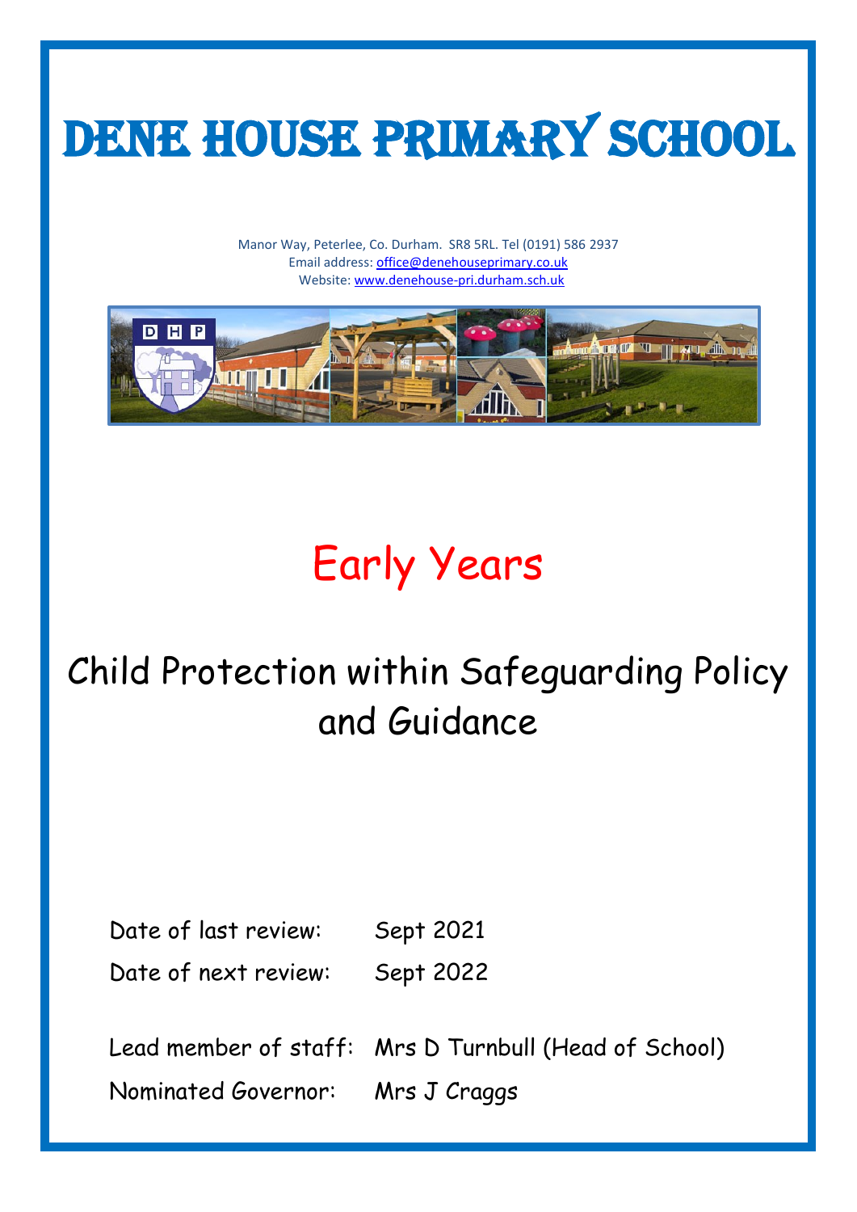# Dene House Primary School

Manor Way, Peterlee, Co. Durham. SR8 5RL. Tel (0191) 586 2937
Email address: office@denehouseprimary.co.uk
Website: www.denehouse-pri.durham.sch.uk

## Early Years

## Child Protection within Safeguarding Policy and Guidance

| | |
|---|---|
| Date of last review: | Sept 2021 |
| Date of next review: | Sept 2022 |
| Lead member of staff: | Mrs D Turnbull (Head of School) |
| Nominated Governor: | Mrs J Craggs |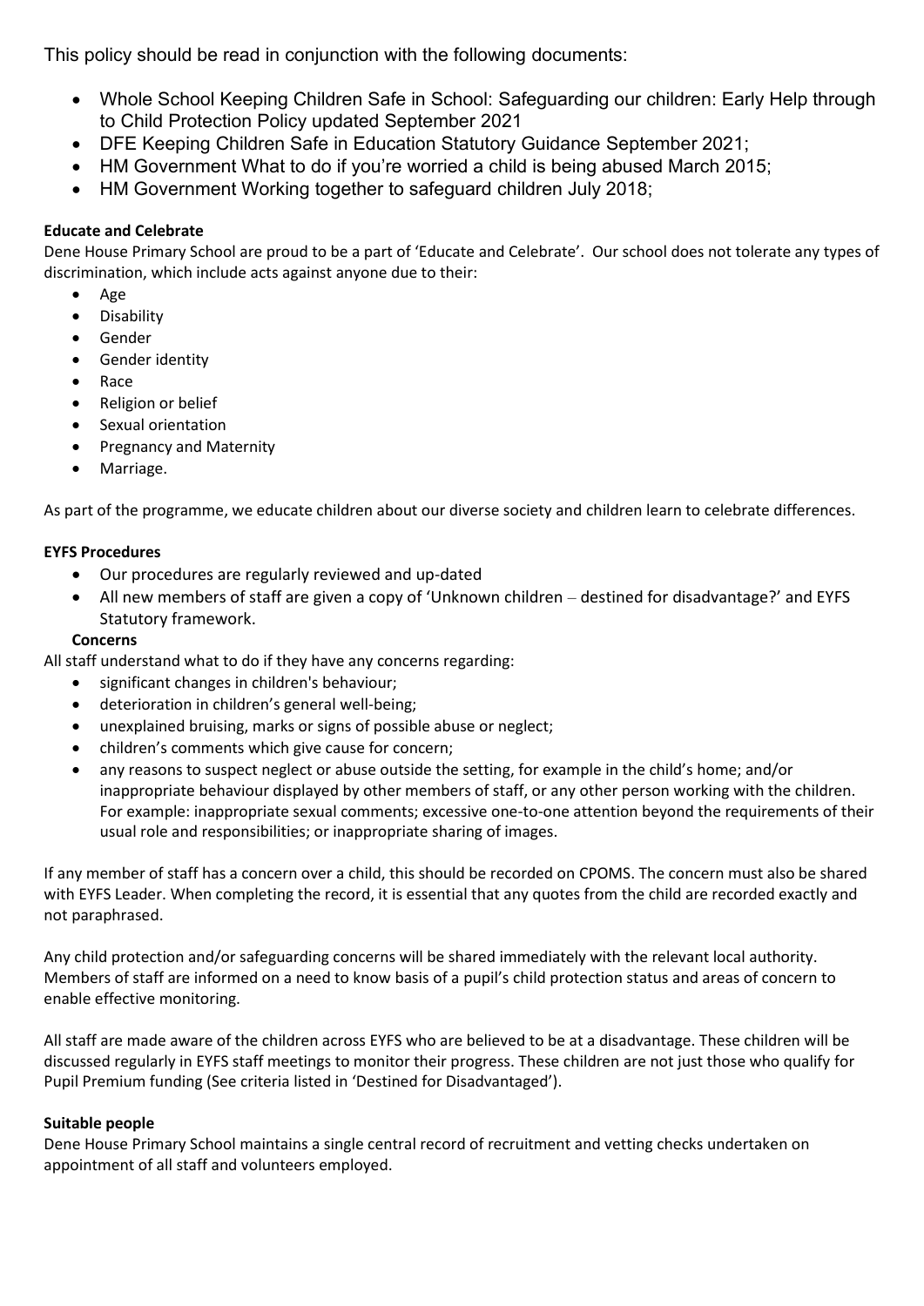This policy should be read in conjunction with the following documents:

- Whole School Keeping Children Safe in School: Safeguarding our children: Early Help through to Child Protection Policy updated September 2021
- DFE Keeping Children Safe in Education Statutory Guidance September 2021;
- HM Government What to do if you're worried a child is being abused March 2015;
- HM Government Working together to safeguard children July 2018;

**Educate and Celebrate**

Dene House Primary School are proud to be a part of 'Educate and Celebrate'. Our school does not tolerate any types of discrimination, which include acts against anyone due to their:

- Age
- Disability
- Gender
- Gender identity
- Race
- Religion or belief
- Sexual orientation
- Pregnancy and Maternity
- Marriage.

As part of the programme, we educate children about our diverse society and children learn to celebrate differences.

**EYFS Procedures**

- Our procedures are regularly reviewed and up-dated
- All new members of staff are given a copy of 'Unknown children – destined for disadvantage?' and EYFS Statutory framework.

**Concerns**

All staff understand what to do if they have any concerns regarding:

- significant changes in children's behaviour;
- deterioration in children's general well-being;
- unexplained bruising, marks or signs of possible abuse or neglect;
- children's comments which give cause for concern;
- any reasons to suspect neglect or abuse outside the setting, for example in the child's home; and/or inappropriate behaviour displayed by other members of staff, or any other person working with the children. For example: inappropriate sexual comments; excessive one-to-one attention beyond the requirements of their usual role and responsibilities; or inappropriate sharing of images.

If any member of staff has a concern over a child, this should be recorded on CPOMS. The concern must also be shared with EYFS Leader. When completing the record, it is essential that any quotes from the child are recorded exactly and not paraphrased.

Any child protection and/or safeguarding concerns will be shared immediately with the relevant local authority. Members of staff are informed on a need to know basis of a pupil's child protection status and areas of concern to enable effective monitoring.

All staff are made aware of the children across EYFS who are believed to be at a disadvantage. These children will be discussed regularly in EYFS staff meetings to monitor their progress. These children are not just those who qualify for Pupil Premium funding (See criteria listed in 'Destined for Disadvantaged').

**Suitable people**

Dene House Primary School maintains a single central record of recruitment and vetting checks undertaken on appointment of all staff and volunteers employed.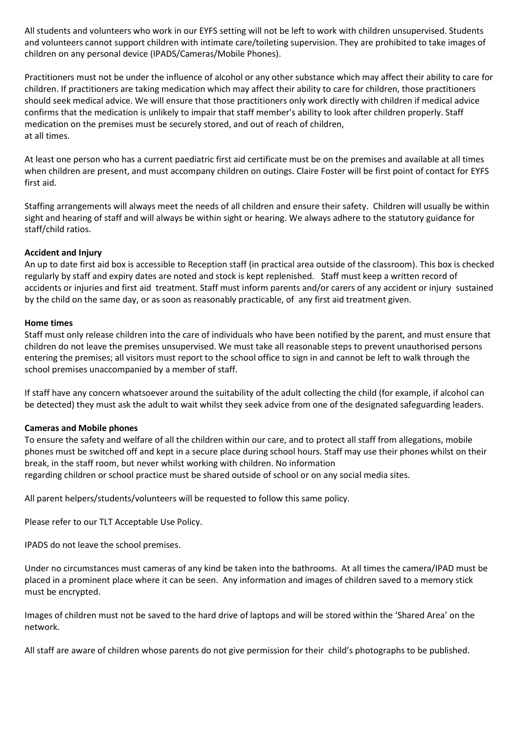All students and volunteers who work in our EYFS setting will not be left to work with children unsupervised. Students and volunteers cannot support children with intimate care/toileting supervision. They are prohibited to take images of children on any personal device (IPADS/Cameras/Mobile Phones).

Practitioners must not be under the influence of alcohol or any other substance which may affect their ability to care for children. If practitioners are taking medication which may affect their ability to care for children, those practitioners should seek medical advice. We will ensure that those practitioners only work directly with children if medical advice confirms that the medication is unlikely to impair that staff member's ability to look after children properly. Staff medication on the premises must be securely stored, and out of reach of children, at all times.

At least one person who has a current paediatric first aid certificate must be on the premises and available at all times when children are present, and must accompany children on outings. Claire Foster will be first point of contact for EYFS first aid.

Staffing arrangements will always meet the needs of all children and ensure their safety. Children will usually be within sight and hearing of staff and will always be within sight or hearing. We always adhere to the statutory guidance for staff/child ratios.

**Accident and Injury**

An up to date first aid box is accessible to Reception staff (in practical area outside of the classroom). This box is checked regularly by staff and expiry dates are noted and stock is kept replenished. Staff must keep a written record of accidents or injuries and first aid treatment. Staff must inform parents and/or carers of any accident or injury sustained by the child on the same day, or as soon as reasonably practicable, of any first aid treatment given.

**Home times**

Staff must only release children into the care of individuals who have been notified by the parent, and must ensure that children do not leave the premises unsupervised. We must take all reasonable steps to prevent unauthorised persons entering the premises; all visitors must report to the school office to sign in and cannot be left to walk through the school premises unaccompanied by a member of staff.

If staff have any concern whatsoever around the suitability of the adult collecting the child (for example, if alcohol can be detected) they must ask the adult to wait whilst they seek advice from one of the designated safeguarding leaders.

**Cameras and Mobile phones**

To ensure the safety and welfare of all the children within our care, and to protect all staff from allegations, mobile phones must be switched off and kept in a secure place during school hours. Staff may use their phones whilst on their break, in the staff room, but never whilst working with children. No information regarding children or school practice must be shared outside of school or on any social media sites.

All parent helpers/students/volunteers will be requested to follow this same policy.

Please refer to our TLT Acceptable Use Policy.

IPADS do not leave the school premises.

Under no circumstances must cameras of any kind be taken into the bathrooms. At all times the camera/IPAD must be placed in a prominent place where it can be seen. Any information and images of children saved to a memory stick must be encrypted.

Images of children must not be saved to the hard drive of laptops and will be stored within the 'Shared Area' on the network.

All staff are aware of children whose parents do not give permission for their child's photographs to be published.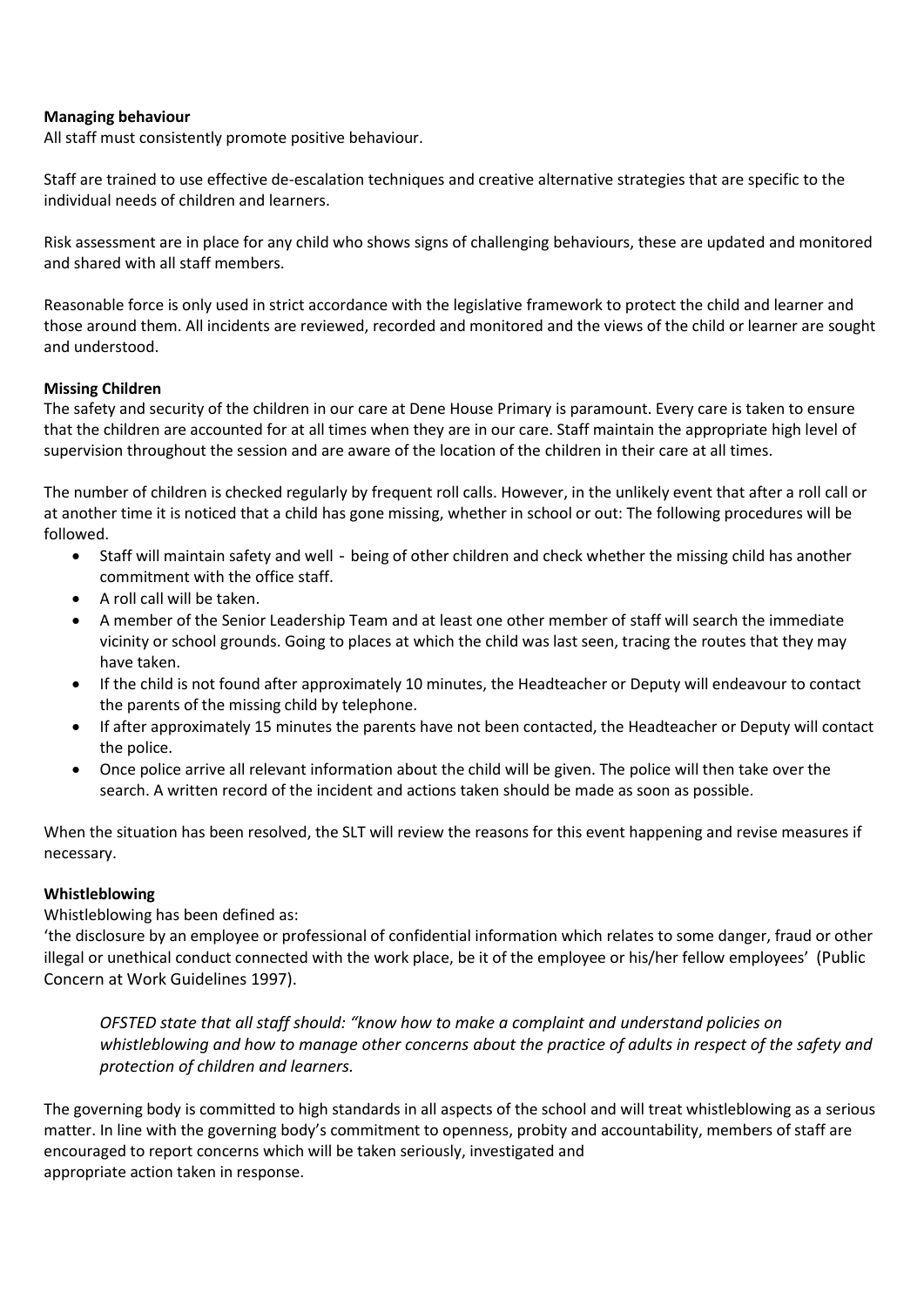**Managing behaviour**

All staff must consistently promote positive behaviour.

Staff are trained to use effective de-escalation techniques and creative alternative strategies that are specific to the individual needs of children and learners.

Risk assessment are in place for any child who shows signs of challenging behaviours, these are updated and monitored and shared with all staff members.

Reasonable force is only used in strict accordance with the legislative framework to protect the child and learner and those around them. All incidents are reviewed, recorded and monitored and the views of the child or learner are sought and understood.

**Missing Children**

The safety and security of the children in our care at Dene House Primary is paramount. Every care is taken to ensure that the children are accounted for at all times when they are in our care. Staff maintain the appropriate high level of supervision throughout the session and are aware of the location of the children in their care at all times.

The number of children is checked regularly by frequent roll calls. However, in the unlikely event that after a roll call or at another time it is noticed that a child has gone missing, whether in school or out: The following procedures will be followed.

- Staff will maintain safety and well - being of other children and check whether the missing child has another commitment with the office staff.
- A roll call will be taken.
- A member of the Senior Leadership Team and at least one other member of staff will search the immediate vicinity or school grounds. Going to places at which the child was last seen, tracing the routes that they may have taken.
- If the child is not found after approximately 10 minutes, the Headteacher or Deputy will endeavour to contact the parents of the missing child by telephone.
- If after approximately 15 minutes the parents have not been contacted, the Headteacher or Deputy will contact the police.
- Once police arrive all relevant information about the child will be given. The police will then take over the search. A written record of the incident and actions taken should be made as soon as possible.

When the situation has been resolved, the SLT will review the reasons for this event happening and revise measures if necessary.

**Whistleblowing**

Whistleblowing has been defined as:
'the disclosure by an employee or professional of confidential information which relates to some danger, fraud or other illegal or unethical conduct connected with the work place, be it of the employee or his/her fellow employees' (Public Concern at Work Guidelines 1997).

> *OFSTED state that all staff should: "know how to make a complaint and understand policies on whistleblowing and how to manage other concerns about the practice of adults in respect of the safety and protection of children and learners.*

The governing body is committed to high standards in all aspects of the school and will treat whistleblowing as a serious matter. In line with the governing body's commitment to openness, probity and accountability, members of staff are encouraged to report concerns which will be taken seriously, investigated and appropriate action taken in response.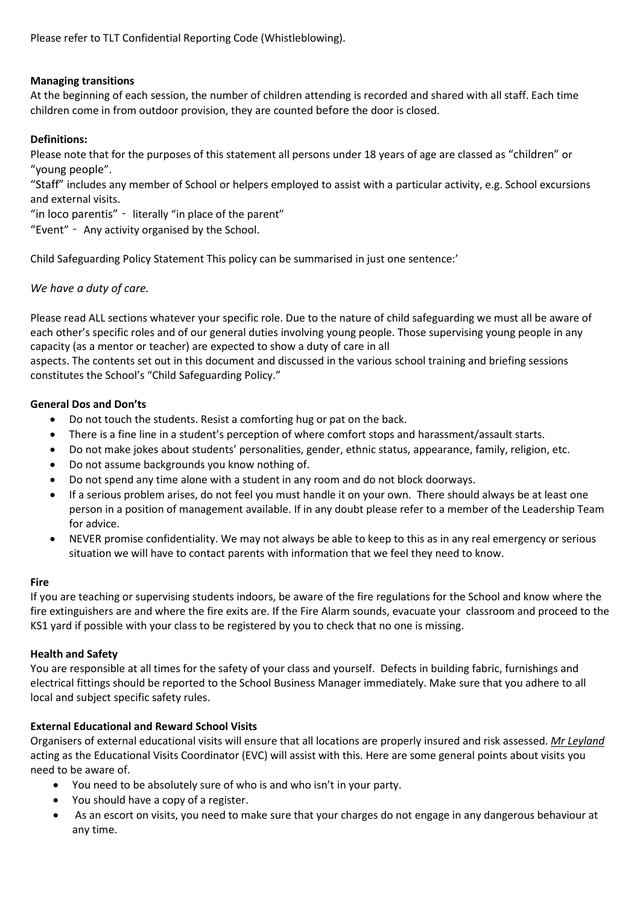Please refer to TLT Confidential Reporting Code (Whistleblowing).

**Managing transitions**

At the beginning of each session, the number of children attending is recorded and shared with all staff. Each time children come in from outdoor provision, they are counted before the door is closed.

**Definitions:**

Please note that for the purposes of this statement all persons under 18 years of age are classed as "children" or "young people".

"Staff" includes any member of School or helpers employed to assist with a particular activity, e.g. School excursions and external visits.

"in loco parentis" - literally "in place of the parent"

"Event" - Any activity organised by the School.

Child Safeguarding Policy Statement This policy can be summarised in just one sentence:'

*We have a duty of care.*

Please read ALL sections whatever your specific role. Due to the nature of child safeguarding we must all be aware of each other's specific roles and of our general duties involving young people. Those supervising young people in any capacity (as a mentor or teacher) are expected to show a duty of care in all aspects. The contents set out in this document and discussed in the various school training and briefing sessions constitutes the School's "Child Safeguarding Policy."

**General Dos and Don'ts**

- Do not touch the students. Resist a comforting hug or pat on the back.
- There is a fine line in a student's perception of where comfort stops and harassment/assault starts.
- Do not make jokes about students' personalities, gender, ethnic status, appearance, family, religion, etc.
- Do not assume backgrounds you know nothing of.
- Do not spend any time alone with a student in any room and do not block doorways.
- If a serious problem arises, do not feel you must handle it on your own. There should always be at least one person in a position of management available. If in any doubt please refer to a member of the Leadership Team for advice.
- NEVER promise confidentiality. We may not always be able to keep to this as in any real emergency or serious situation we will have to contact parents with information that we feel they need to know.

**Fire**

If you are teaching or supervising students indoors, be aware of the fire regulations for the School and know where the fire extinguishers are and where the fire exits are. If the Fire Alarm sounds, evacuate your classroom and proceed to the KS1 yard if possible with your class to be registered by you to check that no one is missing.

**Health and Safety**

You are responsible at all times for the safety of your class and yourself. Defects in building fabric, furnishings and electrical fittings should be reported to the School Business Manager immediately. Make sure that you adhere to all local and subject specific safety rules.

**External Educational and Reward School Visits**

Organisers of external educational visits will ensure that all locations are properly insured and risk assessed. *Mr Leyland* acting as the Educational Visits Coordinator (EVC) will assist with this. Here are some general points about visits you need to be aware of.

- You need to be absolutely sure of who is and who isn't in your party.
- You should have a copy of a register.
- As an escort on visits, you need to make sure that your charges do not engage in any dangerous behaviour at any time.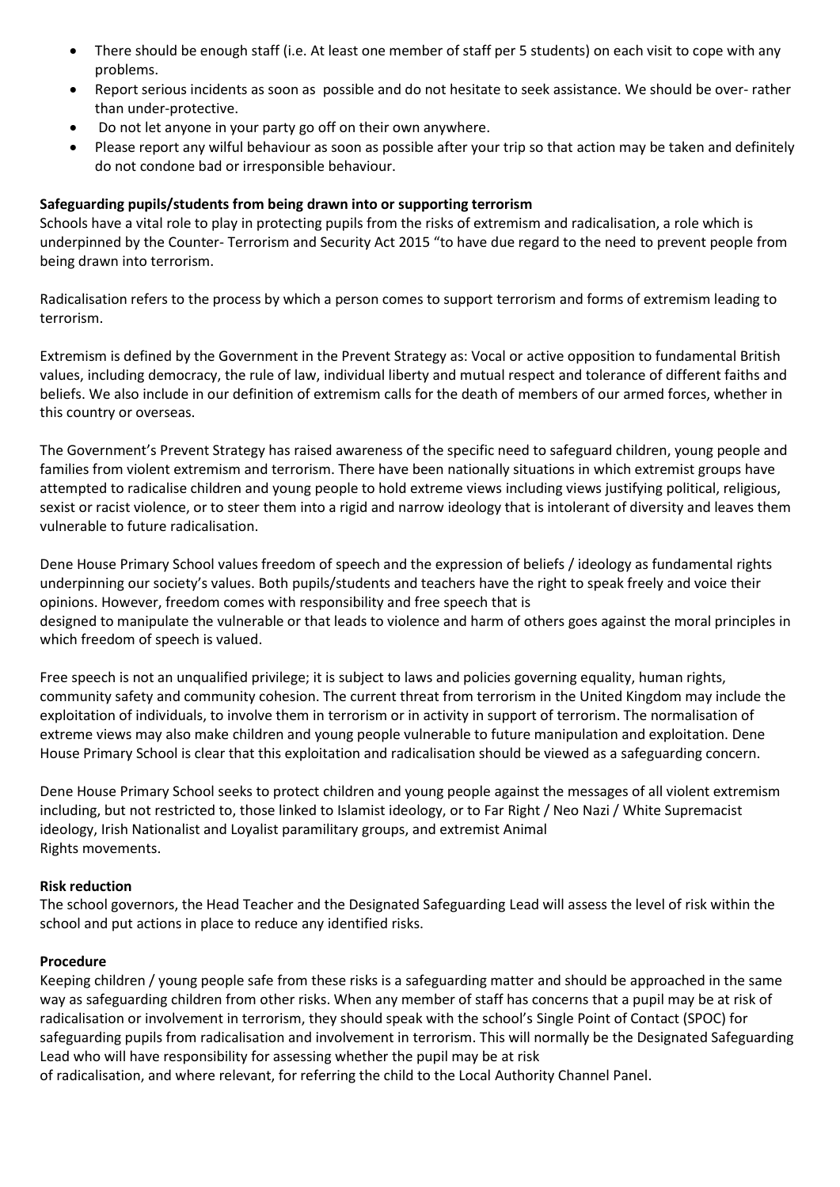- There should be enough staff (i.e. At least one member of staff per 5 students) on each visit to cope with any problems.
- Report serious incidents as soon as possible and do not hesitate to seek assistance. We should be over- rather than under-protective.
- Do not let anyone in your party go off on their own anywhere.
- Please report any wilful behaviour as soon as possible after your trip so that action may be taken and definitely do not condone bad or irresponsible behaviour.

**Safeguarding pupils/students from being drawn into or supporting terrorism**

Schools have a vital role to play in protecting pupils from the risks of extremism and radicalisation, a role which is underpinned by the Counter- Terrorism and Security Act 2015 "to have due regard to the need to prevent people from being drawn into terrorism.

Radicalisation refers to the process by which a person comes to support terrorism and forms of extremism leading to terrorism.

Extremism is defined by the Government in the Prevent Strategy as: Vocal or active opposition to fundamental British values, including democracy, the rule of law, individual liberty and mutual respect and tolerance of different faiths and beliefs. We also include in our definition of extremism calls for the death of members of our armed forces, whether in this country or overseas.

The Government's Prevent Strategy has raised awareness of the specific need to safeguard children, young people and families from violent extremism and terrorism. There have been nationally situations in which extremist groups have attempted to radicalise children and young people to hold extreme views including views justifying political, religious, sexist or racist violence, or to steer them into a rigid and narrow ideology that is intolerant of diversity and leaves them vulnerable to future radicalisation.

Dene House Primary School values freedom of speech and the expression of beliefs / ideology as fundamental rights underpinning our society's values. Both pupils/students and teachers have the right to speak freely and voice their opinions. However, freedom comes with responsibility and free speech that is designed to manipulate the vulnerable or that leads to violence and harm of others goes against the moral principles in which freedom of speech is valued.

Free speech is not an unqualified privilege; it is subject to laws and policies governing equality, human rights, community safety and community cohesion. The current threat from terrorism in the United Kingdom may include the exploitation of individuals, to involve them in terrorism or in activity in support of terrorism. The normalisation of extreme views may also make children and young people vulnerable to future manipulation and exploitation. Dene House Primary School is clear that this exploitation and radicalisation should be viewed as a safeguarding concern.

Dene House Primary School seeks to protect children and young people against the messages of all violent extremism including, but not restricted to, those linked to Islamist ideology, or to Far Right / Neo Nazi / White Supremacist ideology, Irish Nationalist and Loyalist paramilitary groups, and extremist Animal Rights movements.

**Risk reduction**

The school governors, the Head Teacher and the Designated Safeguarding Lead will assess the level of risk within the school and put actions in place to reduce any identified risks.

**Procedure**

Keeping children / young people safe from these risks is a safeguarding matter and should be approached in the same way as safeguarding children from other risks. When any member of staff has concerns that a pupil may be at risk of radicalisation or involvement in terrorism, they should speak with the school's Single Point of Contact (SPOC) for safeguarding pupils from radicalisation and involvement in terrorism. This will normally be the Designated Safeguarding Lead who will have responsibility for assessing whether the pupil may be at risk of radicalisation, and where relevant, for referring the child to the Local Authority Channel Panel.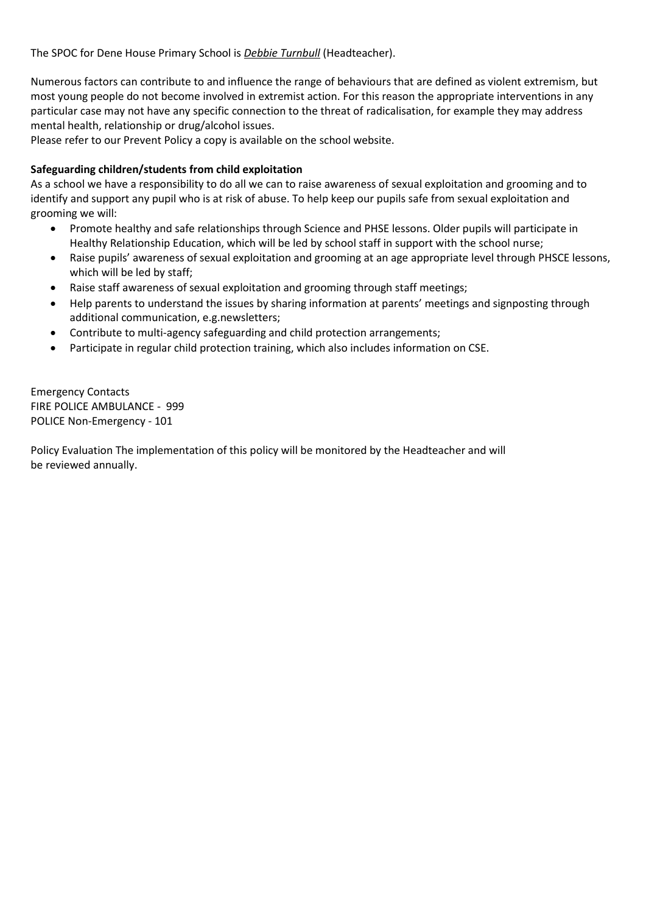The SPOC for Dene House Primary School is ***Debbie Turnbull*** (Headteacher).

Numerous factors can contribute to and influence the range of behaviours that are defined as violent extremism, but most young people do not become involved in extremist action. For this reason the appropriate interventions in any particular case may not have any specific connection to the threat of radicalisation, for example they may address mental health, relationship or drug/alcohol issues.
Please refer to our Prevent Policy a copy is available on the school website.

**Safeguarding children/students from child exploitation**
As a school we have a responsibility to do all we can to raise awareness of sexual exploitation and grooming and to identify and support any pupil who is at risk of abuse. To help keep our pupils safe from sexual exploitation and grooming we will:

- Promote healthy and safe relationships through Science and PHSE lessons. Older pupils will participate in Healthy Relationship Education, which will be led by school staff in support with the school nurse;
- Raise pupils' awareness of sexual exploitation and grooming at an age appropriate level through PHSCE lessons, which will be led by staff;
- Raise staff awareness of sexual exploitation and grooming through staff meetings;
- Help parents to understand the issues by sharing information at parents' meetings and signposting through additional communication, e.g.newsletters;
- Contribute to multi-agency safeguarding and child protection arrangements;
- Participate in regular child protection training, which also includes information on CSE.

Emergency Contacts
FIRE POLICE AMBULANCE - 999
POLICE Non-Emergency - 101

Policy Evaluation The implementation of this policy will be monitored by the Headteacher and will be reviewed annually.